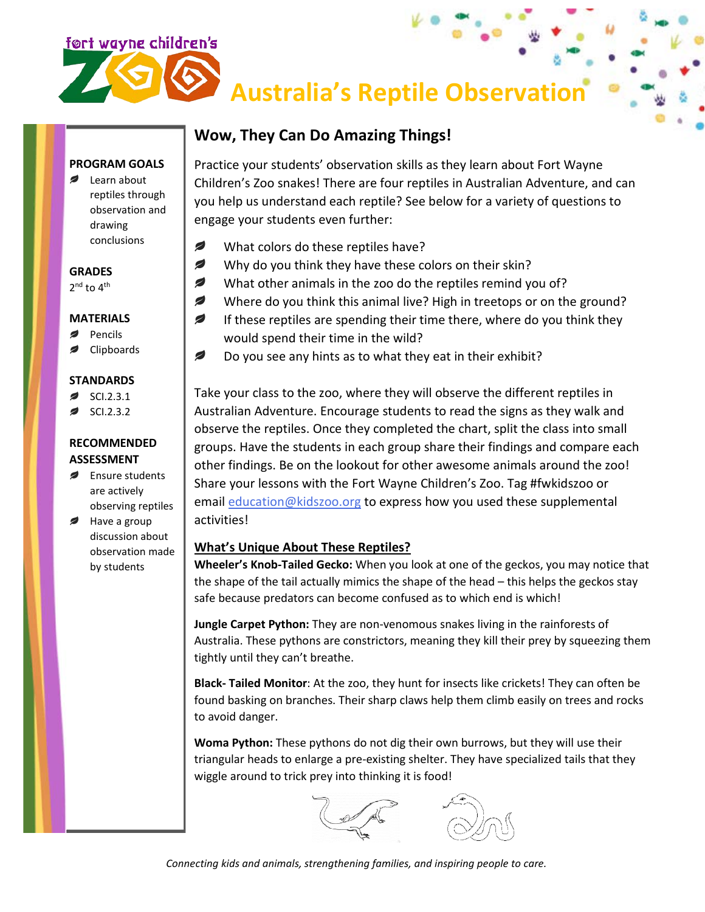fort wayne children's ZOO

# Australia's Reptile Observation

**PROGRAM GOALS**

- Learn about reptiles through observation and drawing conclusions

**GRADES**

2nd to 4th

**MATERIALS**

- Pencils
- Clipboards

**STANDARDS**

- SCI.2.3.1
- SCI.2.3.2

**RECOMMENDED ASSESSMENT**

- Ensure students are actively observing reptiles
- Have a group discussion about observation made by students

## Wow, They Can Do Amazing Things!

Practice your students' observation skills as they learn about Fort Wayne Children's Zoo snakes! There are four reptiles in Australian Adventure, and can you help us understand each reptile? See below for a variety of questions to engage your students even further:

- What colors do these reptiles have?
- Why do you think they have these colors on their skin?
- What other animals in the zoo do the reptiles remind you of?
- Where do you think this animal live? High in treetops or on the ground?
- If these reptiles are spending their time there, where do you think they would spend their time in the wild?
- Do you see any hints as to what they eat in their exhibit?

Take your class to the zoo, where they will observe the different reptiles in Australian Adventure. Encourage students to read the signs as they walk and observe the reptiles. Once they completed the chart, split the class into small groups. Have the students in each group share their findings and compare each other findings. Be on the lookout for other awesome animals around the zoo! Share your lessons with the Fort Wayne Children's Zoo. Tag #fwkidszoo or email education@kidszoo.org to express how you used these supplemental activities!

### What's Unique About These Reptiles?

**Wheeler's Knob-Tailed Gecko:** When you look at one of the geckos, you may notice that the shape of the tail actually mimics the shape of the head – this helps the geckos stay safe because predators can become confused as to which end is which!

**Jungle Carpet Python:** They are non-venomous snakes living in the rainforests of Australia. These pythons are constrictors, meaning they kill their prey by squeezing them tightly until they can't breathe.

**Black- Tailed Monitor**: At the zoo, they hunt for insects like crickets! They can often be found basking on branches. Their sharp claws help them climb easily on trees and rocks to avoid danger.

**Woma Python:** These pythons do not dig their own burrows, but they will use their triangular heads to enlarge a pre-existing shelter. They have specialized tails that they wiggle around to trick prey into thinking it is food!

*Connecting kids and animals, strengthening families, and inspiring people to care.*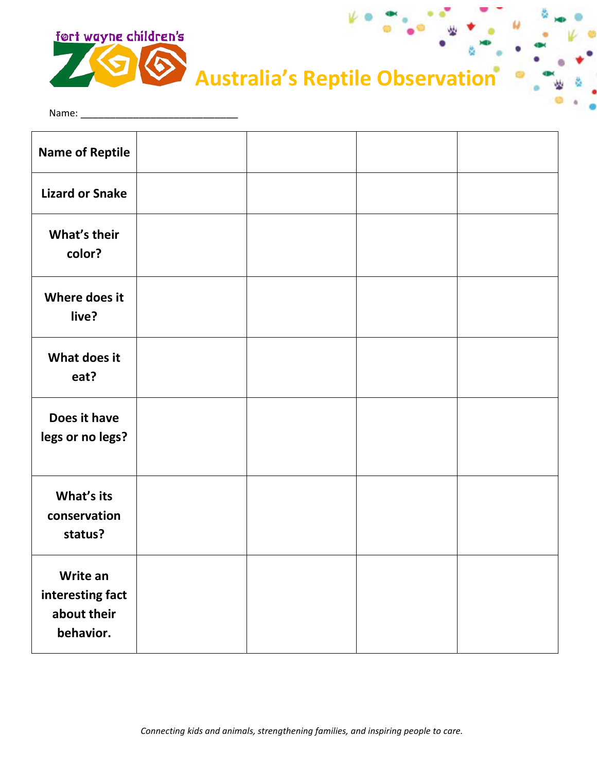fort wayne children's ZOO

# Australia's Reptile Observation

Name: ______________________________

| | | | | |
|---|---|---|---|---|
| **Name of Reptile** | | | | |
| **Lizard or Snake** | | | | |
| **What's their color?** | | | | |
| **Where does it live?** | | | | |
| **What does it eat?** | | | | |
| **Does it have legs or no legs?** | | | | |
| **What's its conservation status?** | | | | |
| **Write an interesting fact about their behavior.** | | | | |

*Connecting kids and animals, strengthening families, and inspiring people to care.*